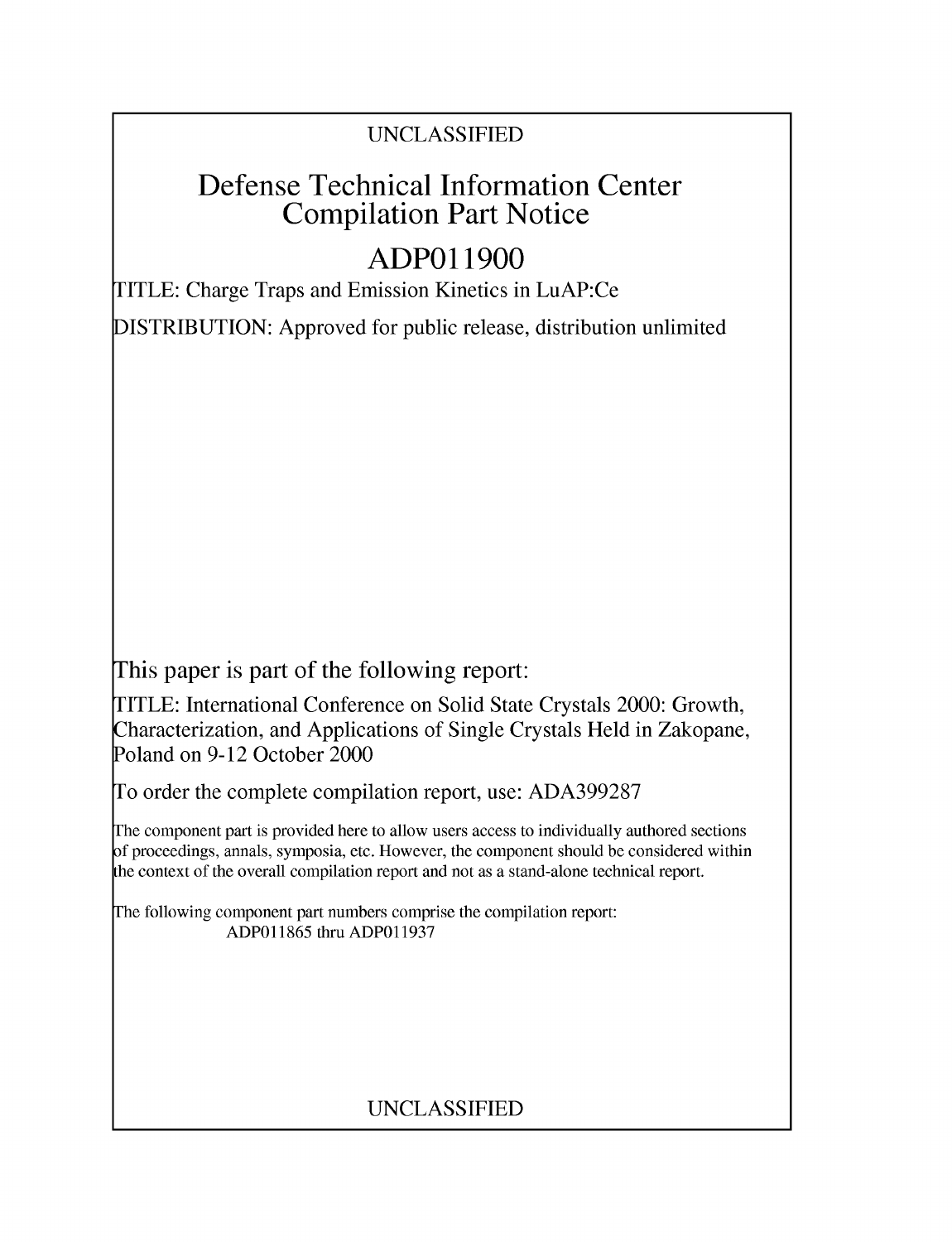UNCLASSIFIED

# Defense Technical Information Center Compilation Part Notice

## ADP011900

TITLE: Charge Traps and Emission Kinetics in LuAP:Ce

DISTRIBUTION: Approved for public release, distribution unlimited

This paper is part of the following report:

TITLE: International Conference on Solid State Crystals 2000: Growth, Characterization, and Applications of Single Crystals Held in Zakopane, Poland on 9-12 October 2000

To order the complete compilation report, use: ADA399287

The component part is provided here to allow users access to individually authored sections of proceedings, annals, symposia, etc. However, the component should be considered within the context of the overall compilation report and not as a stand-alone technical report.

The following component part numbers comprise the compilation report:
ADP011865 thru ADP011937

UNCLASSIFIED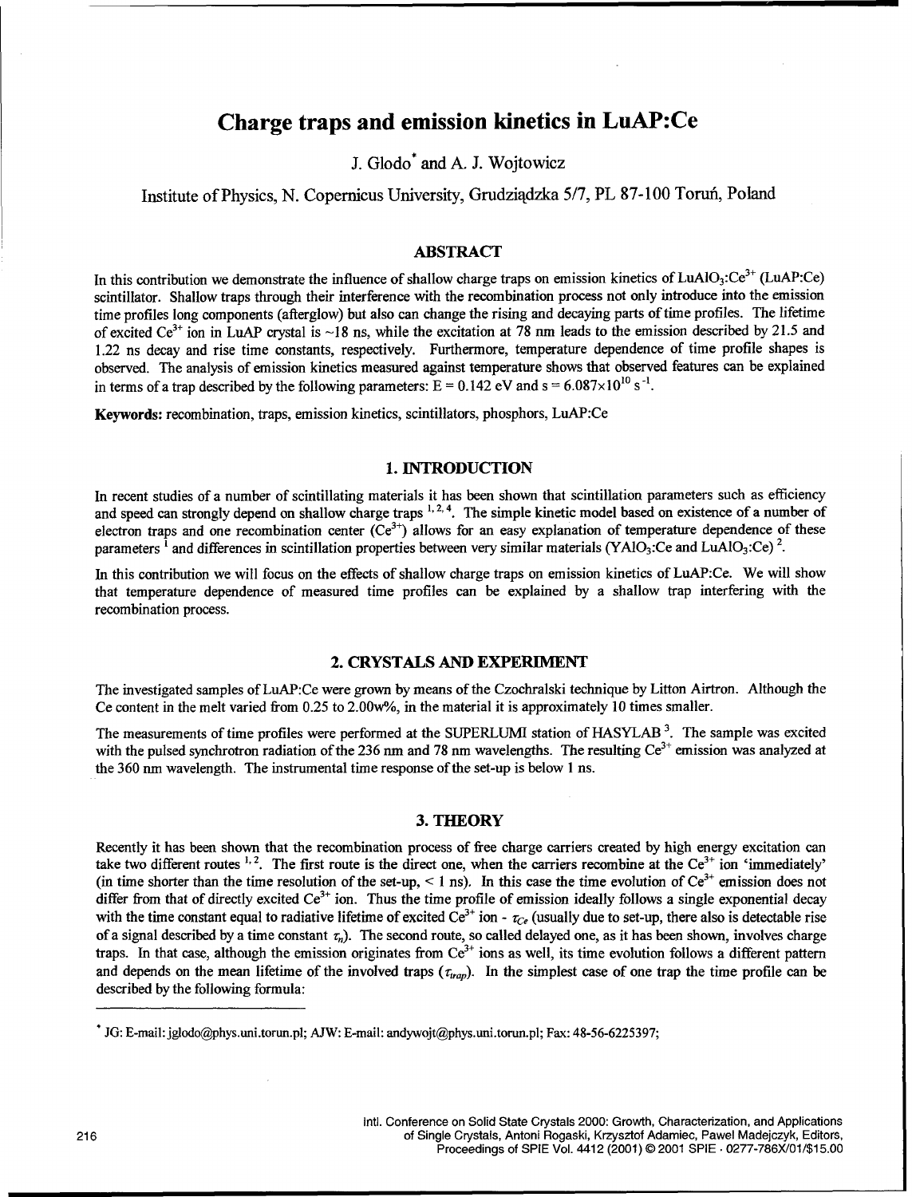# Charge traps and emission kinetics in LuAP:Ce

J. Glodo* and A. J. Wojtowicz

Institute of Physics, N. Copernicus University, Grudziądzka 5/7, PL 87-100 Toruń, Poland

## ABSTRACT

In this contribution we demonstrate the influence of shallow charge traps on emission kinetics of $LuAlO_3:Ce^{3+}$ (LuAP:Ce) scintillator. Shallow traps through their interference with the recombination process not only introduce into the emission time profiles long components (afterglow) but also can change the rising and decaying parts of time profiles. The lifetime of excited $Ce^{3+}$ ion in LuAP crystal is ~18 ns, while the excitation at 78 nm leads to the emission described by 21.5 and 1.22 ns decay and rise time constants, respectively. Furthermore, temperature dependence of time profile shapes is observed. The analysis of emission kinetics measured against temperature shows that observed features can be explained in terms of a trap described by the following parameters: E = 0.142 eV and s = $6.087\times10^{10}$ $s^{-1}$.

**Keywords:** recombination, traps, emission kinetics, scintillators, phosphors, LuAP:Ce

## 1. INTRODUCTION

In recent studies of a number of scintillating materials it has been shown that scintillation parameters such as efficiency and speed can strongly depend on shallow charge traps [1, 2, 4]. The simple kinetic model based on existence of a number of electron traps and one recombination center ($Ce^{3+}$) allows for an easy explanation of temperature dependence of these parameters [1] and differences in scintillation properties between very similar materials ($YAlO_3$:Ce and $LuAlO_3$:Ce) [2].

In this contribution we will focus on the effects of shallow charge traps on emission kinetics of LuAP:Ce. We will show that temperature dependence of measured time profiles can be explained by a shallow trap interfering with the recombination process.

## 2. CRYSTALS AND EXPERIMENT

The investigated samples of LuAP:Ce were grown by means of the Czochralski technique by Litton Airtron. Although the Ce content in the melt varied from 0.25 to 2.00w%, in the material it is approximately 10 times smaller.

The measurements of time profiles were performed at the SUPERLUMI station of HASYLAB [3]. The sample was excited with the pulsed synchrotron radiation of the 236 nm and 78 nm wavelengths. The resulting $Ce^{3+}$ emission was analyzed at the 360 nm wavelength. The instrumental time response of the set-up is below 1 ns.

## 3. THEORY

Recently it has been shown that the recombination process of free charge carriers created by high energy excitation can take two different routes [1, 2]. The first route is the direct one, when the carriers recombine at the $Ce^{3+}$ ion 'immediately' (in time shorter than the time resolution of the set-up, < 1 ns). In this case the time evolution of $Ce^{3+}$ emission does not differ from that of directly excited $Ce^{3+}$ ion. Thus the time profile of emission ideally follows a single exponential decay with the time constant equal to radiative lifetime of excited $Ce^{3+}$ ion - $\tau_{Ce}$ (usually due to set-up, there also is detectable rise of a signal described by a time constant $\tau_n$). The second route, so called delayed one, as it has been shown, involves charge traps. In that case, although the emission originates from $Ce^{3+}$ ions as well, its time evolution follows a different pattern and depends on the mean lifetime of the involved traps ($\tau_{trap}$). In the simplest case of one trap the time profile can be described by the following formula:

* JG: E-mail: jglodo@phys.uni.torun.pl; AJW: E-mail: andywojt@phys.uni.torun.pl; Fax: 48-56-6225397;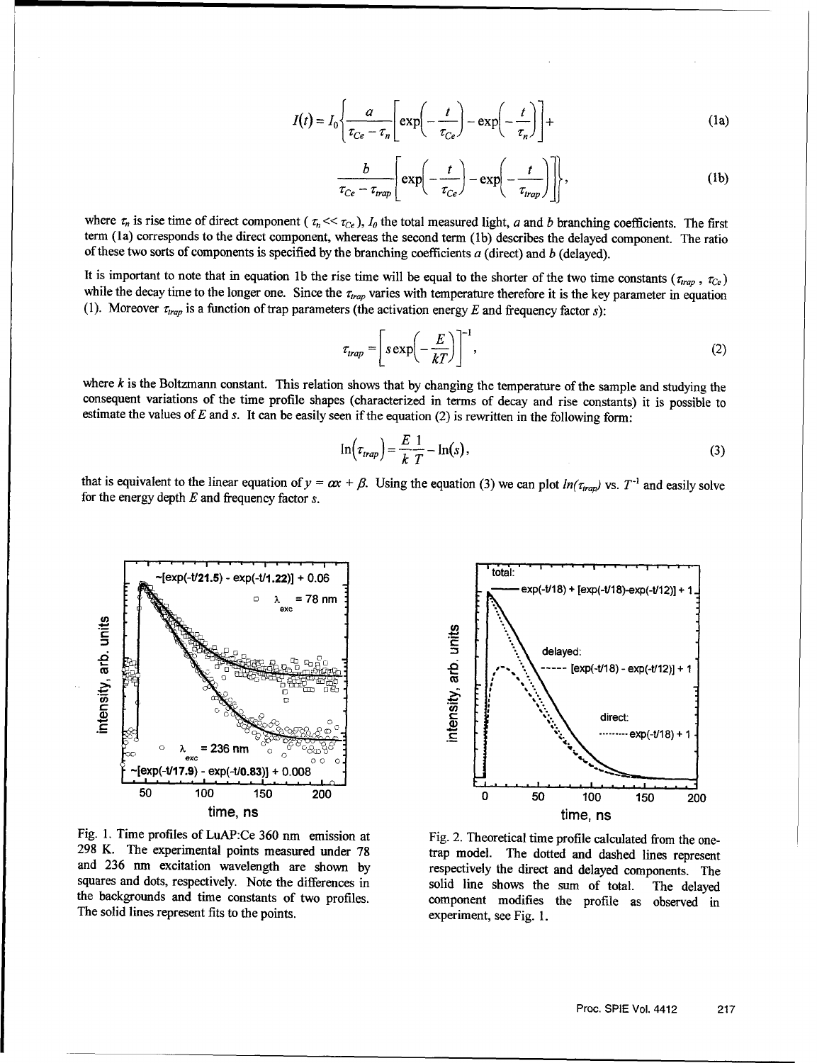$$I(t) = I_0 \left\{ \frac{a}{\tau_{Ce} - \tau_n} \left[ \exp\left(-\frac{t}{\tau_{Ce}}\right) - \exp\left(-\frac{t}{\tau_n}\right) \right] + \right. \tag{1a}$$

$$\left. \frac{b}{\tau_{Ce} - \tau_{trap}} \left[ \exp\left(-\frac{t}{\tau_{Ce}}\right) - \exp\left(-\frac{t}{\tau_{trap}}\right) \right] \right\}, \tag{1b}$$

where $\tau_n$ is rise time of direct component ( $\tau_n << \tau_{Ce}$ ), $I_0$ the total measured light, $a$ and $b$ branching coefficients. The first term (1a) corresponds to the direct component, whereas the second term (1b) describes the delayed component. The ratio of these two sorts of components is specified by the branching coefficients $a$ (direct) and $b$ (delayed).

It is important to note that in equation 1b the rise time will be equal to the shorter of the two time constants ($\tau_{trap}$ , $\tau_{Ce}$) while the decay time to the longer one. Since the $\tau_{trap}$ varies with temperature therefore it is the key parameter in equation (1). Moreover $\tau_{trap}$ is a function of trap parameters (the activation energy $E$ and frequency factor $s$):

$$\tau_{trap} = \left[ s \exp\left(-\frac{E}{kT}\right) \right]^{-1}, \tag{2}$$

where $k$ is the Boltzmann constant. This relation shows that by changing the temperature of the sample and studying the consequent variations of the time profile shapes (characterized in terms of decay and rise constants) it is possible to estimate the values of $E$ and $s$. It can be easily seen if the equation (2) is rewritten in the following form:

$$\ln(\tau_{trap}) = \frac{E}{k}\frac{1}{T} - \ln(s), \tag{3}$$

that is equivalent to the linear equation of $y = \alpha x + \beta$. Using the equation (3) we can plot $ln(\tau_{trap})$ vs. $T^{-1}$ and easily solve for the energy depth $E$ and frequency factor $s$.

Fig. 1. Time profiles of LuAP:Ce 360 nm emission at 298 K. The experimental points measured under 78 and 236 nm excitation wavelength are shown by squares and dots, respectively. Note the differences in the backgrounds and time constants of two profiles. The solid lines represent fits to the points.

Fig. 2. Theoretical time profile calculated from the one-trap model. The dotted and dashed lines represent respectively the direct and delayed components. The solid line shows the sum of total. The delayed component modifies the profile as observed in experiment, see Fig. 1.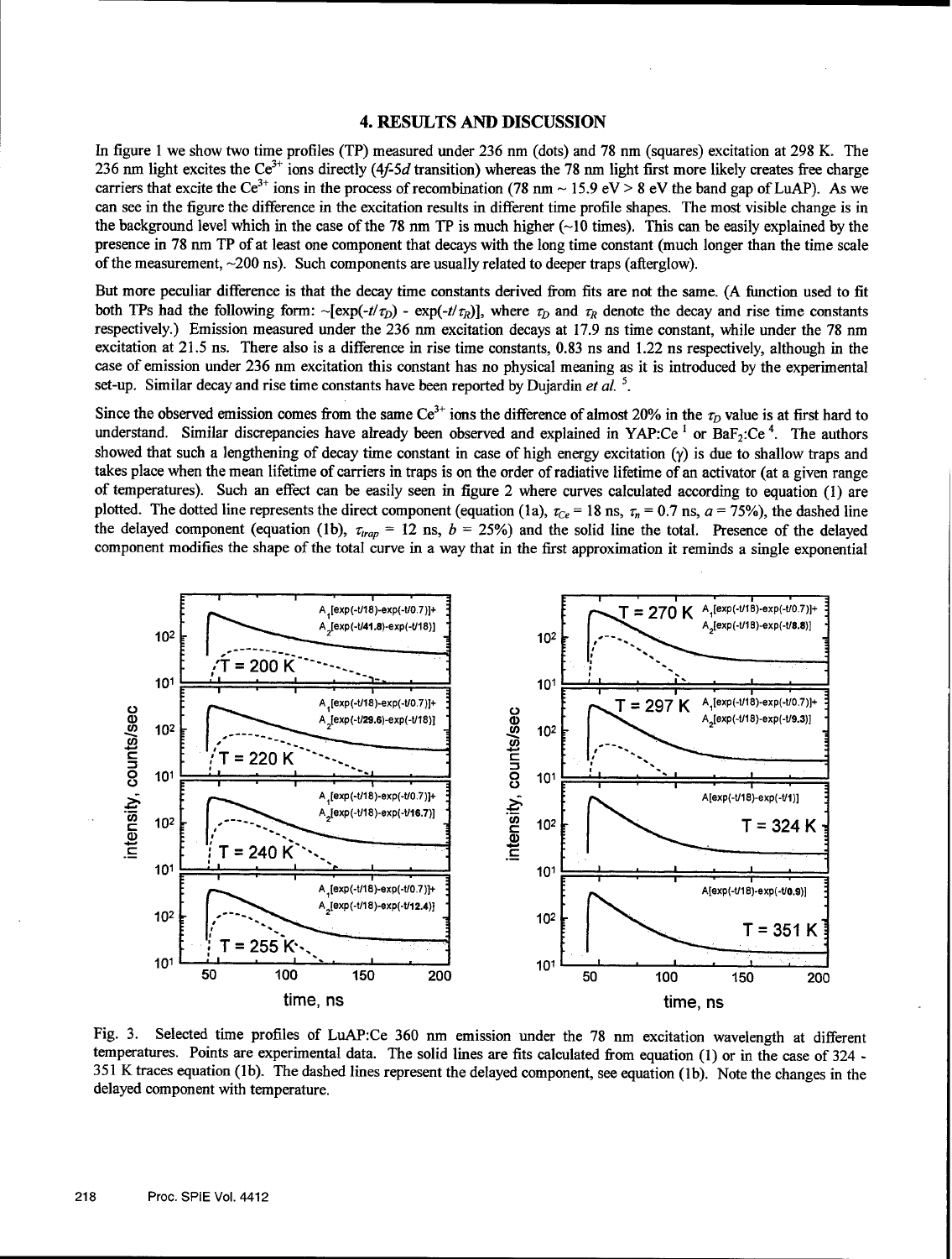## 4. RESULTS AND DISCUSSION

In figure 1 we show two time profiles (TP) measured under 236 nm (dots) and 78 nm (squares) excitation at 298 K. The 236 nm light excites the $Ce^{3+}$ ions directly (4*f*-5*d* transition) whereas the 78 nm light first more likely creates free charge carriers that excite the $Ce^{3+}$ ions in the process of recombination (78 nm ~ 15.9 eV > 8 eV the band gap of LuAP). As we can see in the figure the difference in the excitation results in different time profile shapes. The most visible change is in the background level which in the case of the 78 nm TP is much higher (~10 times). This can be easily explained by the presence in 78 nm TP of at least one component that decays with the long time constant (much longer than the time scale of the measurement, ~200 ns). Such components are usually related to deeper traps (afterglow).

But more peculiar difference is that the decay time constants derived from fits are not the same. (A function used to fit both TPs had the following form: $\sim[\exp(-t/\tau_D) - \exp(-t/\tau_R)]$, where $\tau_D$ and $\tau_R$ denote the decay and rise time constants respectively.) Emission measured under the 236 nm excitation decays at 17.9 ns time constant, while under the 78 nm excitation at 21.5 ns. There also is a difference in rise time constants, 0.83 ns and 1.22 ns respectively, although in the case of emission under 236 nm excitation this constant has no physical meaning as it is introduced by the experimental set-up. Similar decay and rise time constants have been reported by Dujardin *et al.* [5].

Since the observed emission comes from the same $Ce^{3+}$ ions the difference of almost 20% in the $\tau_D$ value is at first hard to understand. Similar discrepancies have already been observed and explained in YAP:Ce [1] or $BaF_2$:Ce [4]. The authors showed that such a lengthening of decay time constant in case of high energy excitation ($\gamma$) is due to shallow traps and takes place when the mean lifetime of carriers in traps is on the order of radiative lifetime of an activator (at a given range of temperatures). Such an effect can be easily seen in figure 2 where curves calculated according to equation (1) are plotted. The dotted line represents the direct component (equation (1a), $\tau_{Ce}$ = 18 ns, $\tau_n$ = 0.7 ns, $a$ = 75%), the dashed line the delayed component (equation (1b), $\tau_{trap}$ = 12 ns, $b$ = 25%) and the solid line the total. Presence of the delayed component modifies the shape of the total curve in a way that in the first approximation it reminds a single exponential

Fig. 3. Selected time profiles of LuAP:Ce 360 nm emission under the 78 nm excitation wavelength at different temperatures. Points are experimental data. The solid lines are fits calculated from equation (1) or in the case of 324 - 351 K traces equation (1b). The dashed lines represent the delayed component, see equation (1b). Note the changes in the delayed component with temperature.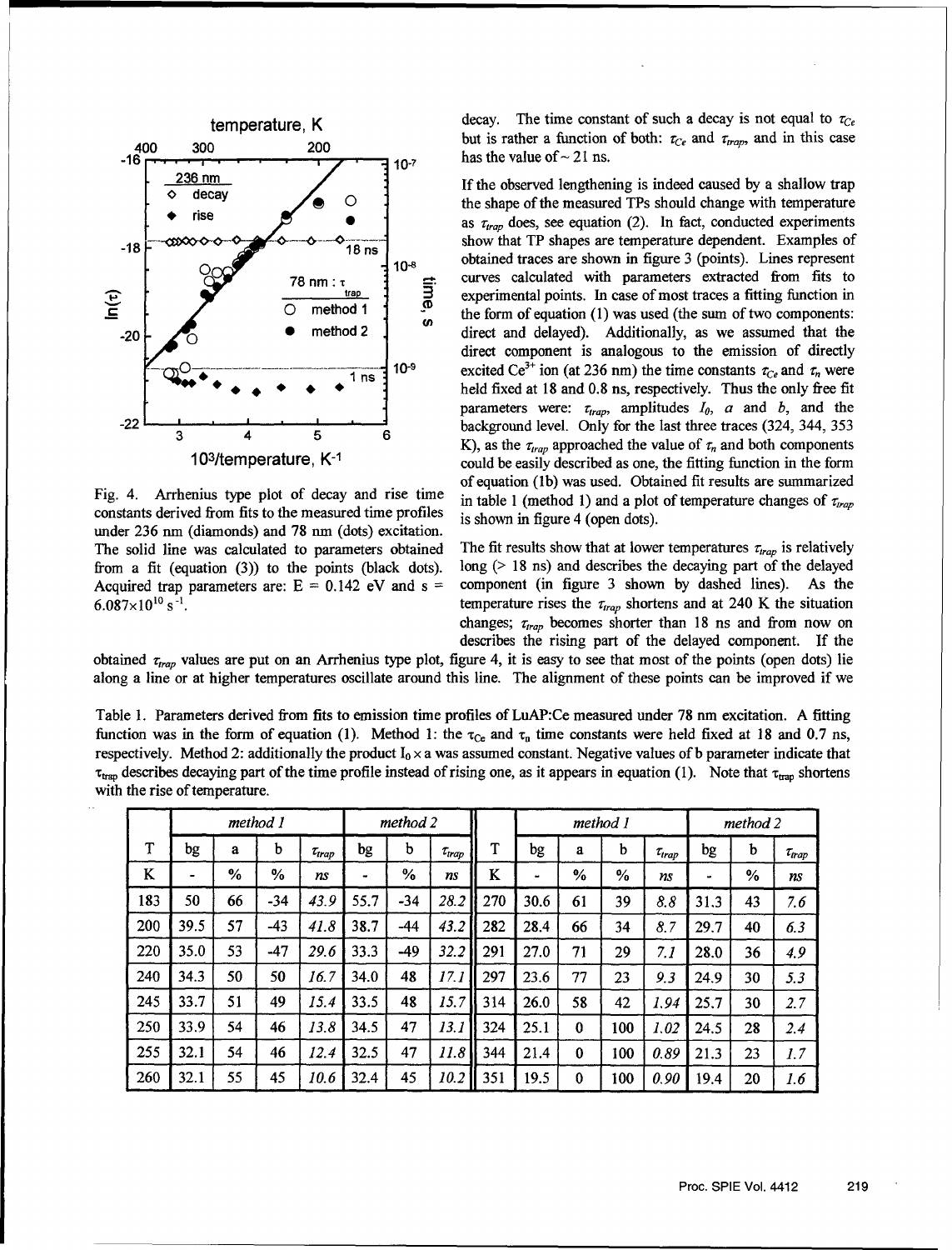Fig. 4. Arrhenius type plot of decay and rise time constants derived from fits to the measured time profiles under 236 nm (diamonds) and 78 nm (dots) excitation. The solid line was calculated to parameters obtained from a fit (equation (3)) to the points (black dots). Acquired trap parameters are: E = 0.142 eV and s = $6.087\times10^{10}$ $s^{-1}$.

decay. The time constant of such a decay is not equal to $\tau_{Ce}$ but is rather a function of both: $\tau_{Ce}$ and $\tau_{trap}$, and in this case has the value of ~ 21 ns.

If the observed lengthening is indeed caused by a shallow trap the shape of the measured TPs should change with temperature as $\tau_{trap}$ does, see equation (2). In fact, conducted experiments show that TP shapes are temperature dependent. Examples of obtained traces are shown in figure 3 (points). Lines represent curves calculated with parameters extracted from fits to experimental points. In case of most traces a fitting function in the form of equation (1) was used (the sum of two components: direct and delayed). Additionally, as we assumed that the direct component is analogous to the emission of directly excited $Ce^{3+}$ ion (at 236 nm) the time constants $\tau_{Ce}$ and $\tau_n$ were held fixed at 18 and 0.8 ns, respectively. Thus the only free fit parameters were: $\tau_{trap}$, amplitudes $I_0$, $a$ and $b$, and the background level. Only for the last three traces (324, 344, 353 K), as the $\tau_{trap}$ approached the value of $\tau_n$ and both components could be easily described as one, the fitting function in the form of equation (1b) was used. Obtained fit results are summarized in table 1 (method 1) and a plot of temperature changes of $\tau_{trap}$ is shown in figure 4 (open dots).

The fit results show that at lower temperatures $\tau_{trap}$ is relatively long (> 18 ns) and describes the decaying part of the delayed component (in figure 3 shown by dashed lines). As the temperature rises the $\tau_{trap}$ shortens and at 240 K the situation changes; $\tau_{trap}$ becomes shorter than 18 ns and from now on describes the rising part of the delayed component. If the obtained $\tau_{trap}$ values are put on an Arrhenius type plot, figure 4, it is easy to see that most of the points (open dots) lie along a line or at higher temperatures oscillate around this line. The alignment of these points can be improved if we

Table 1. Parameters derived from fits to emission time profiles of LuAP:Ce measured under 78 nm excitation. A fitting function was in the form of equation (1). Method 1: the $\tau_{Ce}$ and $\tau_n$ time constants were held fixed at 18 and 0.7 ns, respectively. Method 2: additionally the product $I_0 \times a$ was assumed constant. Negative values of b parameter indicate that $\tau_{trap}$ describes decaying part of the time profile instead of rising one, as it appears in equation (1). Note that $\tau_{trap}$ shortens with the rise of temperature.

| | *method 1* | | | | *method 2* | | | | *method 1* | | | | *method 2* | | |
|---|---|---|---|---|---|---|---|---|---|---|---|---|---|---|---|
| T | bg | a | b | $\tau_{trap}$ | bg | b | $\tau_{trap}$ | T | bg | a | b | $\tau_{trap}$ | bg | b | $\tau_{trap}$ |
| K | - | % | % | *ns* | - | % | *ns* | K | - | % | % | *ns* | - | % | *ns* |
| 183 | 50 | 66 | -34 | *43.9* | 55.7 | -34 | *28.2* | 270 | 30.6 | 61 | 39 | *8.8* | 31.3 | 43 | *7.6* |
| 200 | 39.5 | 57 | -43 | *41.8* | 38.7 | -44 | *43.2* | 282 | 28.4 | 66 | 34 | *8.7* | 29.7 | 40 | *6.3* |
| 220 | 35.0 | 53 | -47 | *29.6* | 33.3 | -49 | *32.2* | 291 | 27.0 | 71 | 29 | *7.1* | 28.0 | 36 | *4.9* |
| 240 | 34.3 | 50 | 50 | *16.7* | 34.0 | 48 | *17.1* | 297 | 23.6 | 77 | 23 | *9.3* | 24.9 | 30 | *5.3* |
| 245 | 33.7 | 51 | 49 | *15.4* | 33.5 | 48 | *15.7* | 314 | 26.0 | 58 | 42 | *1.94* | 25.7 | 30 | *2.7* |
| 250 | 33.9 | 54 | 46 | *13.8* | 34.5 | 47 | *13.1* | 324 | 25.1 | 0 | 100 | *1.02* | 24.5 | 28 | *2.4* |
| 255 | 32.1 | 54 | 46 | *12.4* | 32.5 | 47 | *11.8* | 344 | 21.4 | 0 | 100 | *0.89* | 21.3 | 23 | *1.7* |
| 260 | 32.1 | 55 | 45 | *10.6* | 32.4 | 45 | *10.2* | 351 | 19.5 | 0 | 100 | *0.90* | 19.4 | 20 | *1.6* |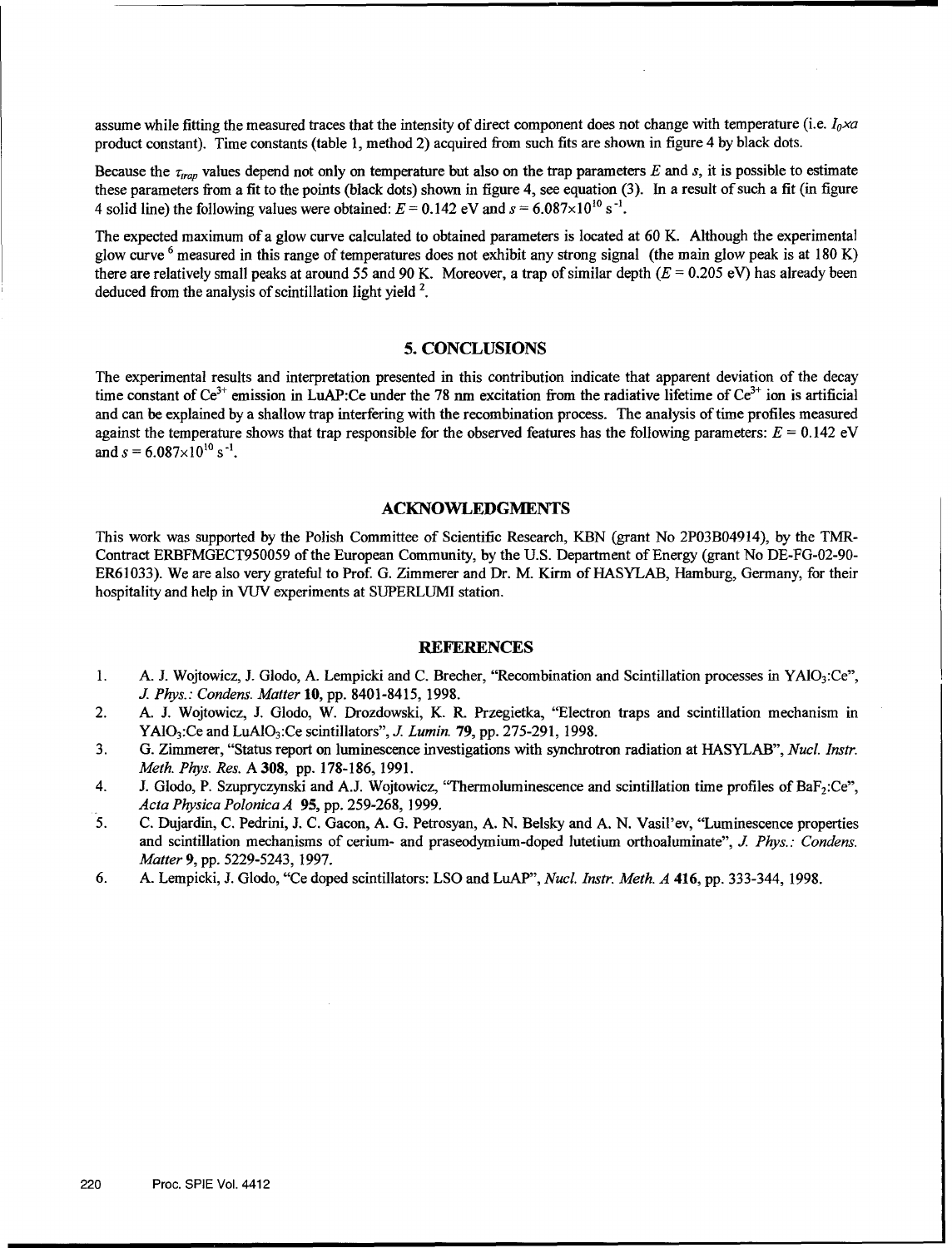assume while fitting the measured traces that the intensity of direct component does not change with temperature (i.e. $I_0 \times a$ product constant). Time constants (table 1, method 2) acquired from such fits are shown in figure 4 by black dots.

Because the $\tau_{trap}$ values depend not only on temperature but also on the trap parameters $E$ and $s$, it is possible to estimate these parameters from a fit to the points (black dots) shown in figure 4, see equation (3). In a result of such a fit (in figure 4 solid line) the following values were obtained: $E = 0.142$ eV and $s = 6.087 \times 10^{10}$ s$^{-1}$.

The expected maximum of a glow curve calculated to obtained parameters is located at 60 K. Although the experimental glow curve [6] measured in this range of temperatures does not exhibit any strong signal (the main glow peak is at 180 K) there are relatively small peaks at around 55 and 90 K. Moreover, a trap of similar depth ($E = 0.205$ eV) has already been deduced from the analysis of scintillation light yield [2].

## 5. CONCLUSIONS

The experimental results and interpretation presented in this contribution indicate that apparent deviation of the decay time constant of $Ce^{3+}$ emission in LuAP:Ce under the 78 nm excitation from the radiative lifetime of $Ce^{3+}$ ion is artificial and can be explained by a shallow trap interfering with the recombination process. The analysis of time profiles measured against the temperature shows that trap responsible for the observed features has the following parameters: $E = 0.142$ eV and $s = 6.087 \times 10^{10}$ s$^{-1}$.

## ACKNOWLEDGMENTS

This work was supported by the Polish Committee of Scientific Research, KBN (grant No 2P03B04914), by the TMR-Contract ERBFMGECT950059 of the European Community, by the U.S. Department of Energy (grant No DE-FG-02-90-ER61033). We are also very grateful to Prof. G. Zimmerer and Dr. M. Kirm of HASYLAB, Hamburg, Germany, for their hospitality and help in VUV experiments at SUPERLUMI station.

## REFERENCES

1. A. J. Wojtowicz, J. Glodo, A. Lempicki and C. Brecher, "Recombination and Scintillation processes in $YAlO_3$:Ce", *J. Phys.: Condens. Matter* **10**, pp. 8401-8415, 1998.
2. A. J. Wojtowicz, J. Glodo, W. Drozdowski, K. R. Przegietka, "Electron traps and scintillation mechanism in $YAlO_3$:Ce and $LuAlO_3$:Ce scintillators", *J. Lumin.* **79**, pp. 275-291, 1998.
3. G. Zimmerer, "Status report on luminescence investigations with synchrotron radiation at HASYLAB", *Nucl. Instr. Meth. Phys. Res.* A **308**, pp. 178-186, 1991.
4. J. Glodo, P. Szupryczynski and A.J. Wojtowicz, "Thermoluminescence and scintillation time profiles of $BaF_2$:Ce", *Acta Physica Polonica A* **95**, pp. 259-268, 1999.
5. C. Dujardin, C. Pedrini, J. C. Gacon, A. G. Petrosyan, A. N. Belsky and A. N. Vasil'ev, "Luminescence properties and scintillation mechanisms of cerium- and praseodymium-doped lutetium orthoaluminate", *J. Phys.: Condens. Matter* **9**, pp. 5229-5243, 1997.
6. A. Lempicki, J. Glodo, "Ce doped scintillators: LSO and LuAP", *Nucl. Instr. Meth. A* **416**, pp. 333-344, 1998.